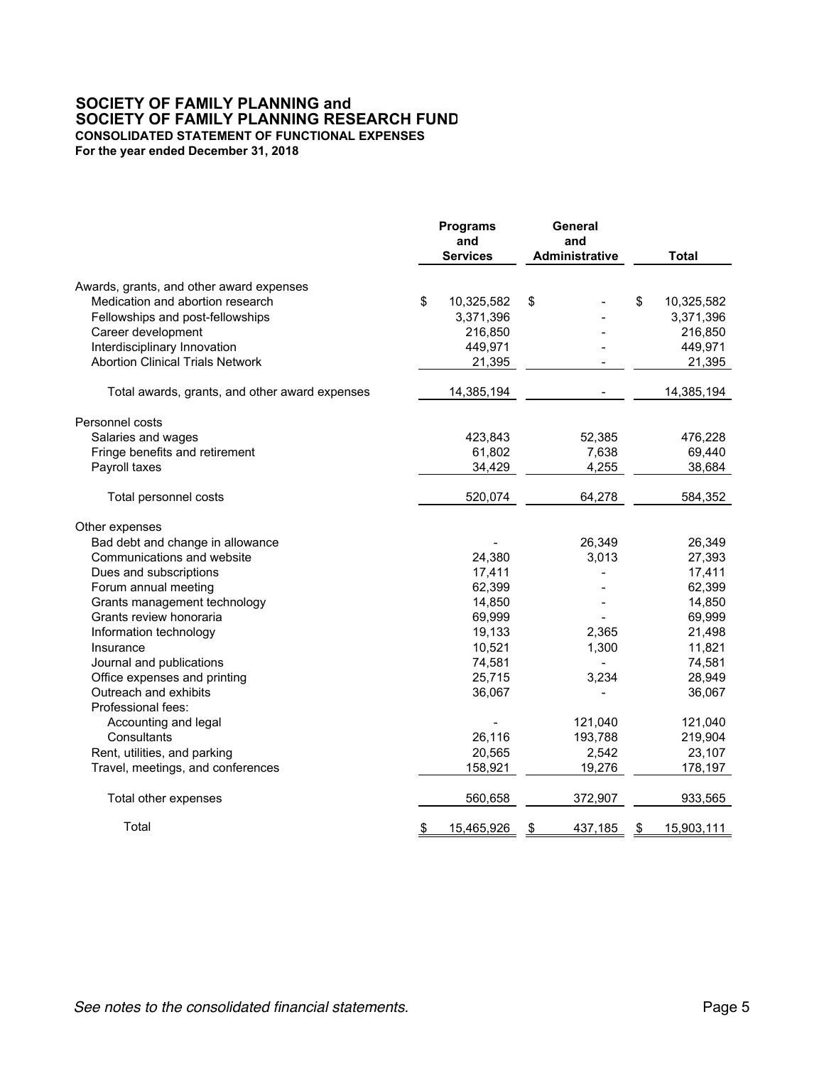# SOCIETY OF FAMILY PLANNING and SOCIETY OF FAMILY PLANNING RESEARCH FUND

**CONSOLIDATED STATEMENT OF FUNCTIONAL EXPENSES**

**For the year ended December 31, 2018**

| | Programs and Services | General and Administrative | Total |
|---|---|---|---|
| Awards, grants, and other award expenses | | | |
| Medication and abortion research | $ 10,325,582 | $ - | $ 10,325,582 |
| Fellowships and post-fellowships | 3,371,396 | - | 3,371,396 |
| Career development | 216,850 | - | 216,850 |
| Interdisciplinary Innovation | 449,971 | - | 449,971 |
| Abortion Clinical Trials Network | 21,395 | - | 21,395 |
| Total awards, grants, and other award expenses | 14,385,194 | - | 14,385,194 |
| Personnel costs | | | |
| Salaries and wages | 423,843 | 52,385 | 476,228 |
| Fringe benefits and retirement | 61,802 | 7,638 | 69,440 |
| Payroll taxes | 34,429 | 4,255 | 38,684 |
| Total personnel costs | 520,074 | 64,278 | 584,352 |
| Other expenses | | | |
| Bad debt and change in allowance | - | 26,349 | 26,349 |
| Communications and website | 24,380 | 3,013 | 27,393 |
| Dues and subscriptions | 17,411 | - | 17,411 |
| Forum annual meeting | 62,399 | - | 62,399 |
| Grants management technology | 14,850 | - | 14,850 |
| Grants review honoraria | 69,999 | - | 69,999 |
| Information technology | 19,133 | 2,365 | 21,498 |
| Insurance | 10,521 | 1,300 | 11,821 |
| Journal and publications | 74,581 | - | 74,581 |
| Office expenses and printing | 25,715 | 3,234 | 28,949 |
| Outreach and exhibits | 36,067 | - | 36,067 |
| Professional fees: | | | |
| Accounting and legal | - | 121,040 | 121,040 |
| Consultants | 26,116 | 193,788 | 219,904 |
| Rent, utilities, and parking | 20,565 | 2,542 | 23,107 |
| Travel, meetings, and conferences | 158,921 | 19,276 | 178,197 |
| Total other expenses | 560,658 | 372,907 | 933,565 |
| Total | $ 15,465,926 | $ 437,185 | $ 15,903,111 |

*See notes to the consolidated financial statements.*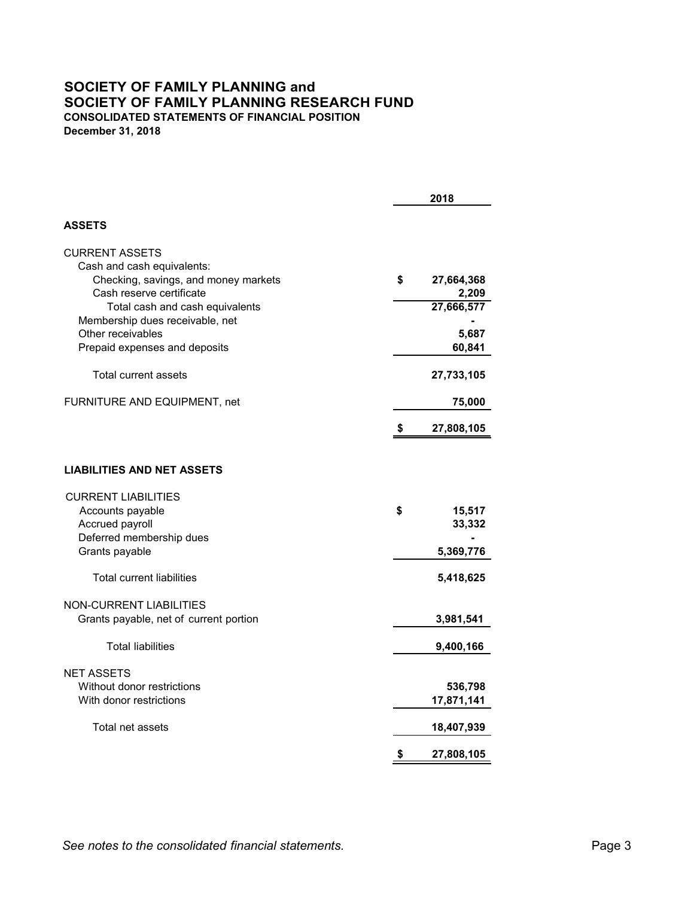# SOCIETY OF FAMILY PLANNING and
# SOCIETY OF FAMILY PLANNING RESEARCH FUND
## CONSOLIDATED STATEMENTS OF FINANCIAL POSITION
**December 31, 2018**

| | 2018 |
|---|---|
| **ASSETS** | |
| CURRENT ASSETS | |
| Cash and cash equivalents: | |
| Checking, savings, and money markets | $ 27,664,368 |
| Cash reserve certificate | 2,209 |
| Total cash and cash equivalents | 27,666,577 |
| Membership dues receivable, net | - |
| Other receivables | 5,687 |
| Prepaid expenses and deposits | 60,841 |
| Total current assets | 27,733,105 |
| FURNITURE AND EQUIPMENT, net | 75,000 |
| | $ 27,808,105 |
| **LIABILITIES AND NET ASSETS** | |
| CURRENT LIABILITIES | |
| Accounts payable | $ 15,517 |
| Accrued payroll | 33,332 |
| Deferred membership dues | - |
| Grants payable | 5,369,776 |
| Total current liabilities | 5,418,625 |
| NON-CURRENT LIABILITIES | |
| Grants payable, net of current portion | 3,981,541 |
| Total liabilities | 9,400,166 |
| NET ASSETS | |
| Without donor restrictions | 536,798 |
| With donor restrictions | 17,871,141 |
| Total net assets | 18,407,939 |
| | $ 27,808,105 |

*See notes to the consolidated financial statements.*